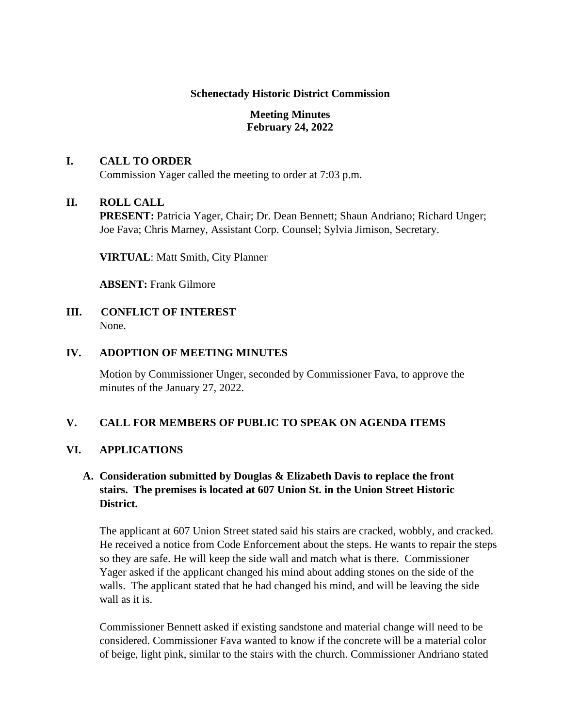**Schenectady Historic District Commission**

**Meeting Minutes**
**February 24, 2022**

## I. CALL TO ORDER

Commission Yager called the meeting to order at 7:03 p.m.

## II. ROLL CALL

**PRESENT:** Patricia Yager, Chair; Dr. Dean Bennett; Shaun Andriano; Richard Unger; Joe Fava; Chris Marney, Assistant Corp. Counsel; Sylvia Jimison, Secretary.

**VIRTUAL**: Matt Smith, City Planner

**ABSENT:** Frank Gilmore

## III. CONFLICT OF INTEREST

None.

## IV. ADOPTION OF MEETING MINUTES

Motion by Commissioner Unger, seconded by Commissioner Fava, to approve the minutes of the January 27, 2022.

## V. CALL FOR MEMBERS OF PUBLIC TO SPEAK ON AGENDA ITEMS

## VI. APPLICATIONS

### A. Consideration submitted by Douglas & Elizabeth Davis to replace the front stairs. The premises is located at 607 Union St. in the Union Street Historic District.

The applicant at 607 Union Street stated said his stairs are cracked, wobbly, and cracked. He received a notice from Code Enforcement about the steps. He wants to repair the steps so they are safe. He will keep the side wall and match what is there. Commissioner Yager asked if the applicant changed his mind about adding stones on the side of the walls. The applicant stated that he had changed his mind, and will be leaving the side wall as it is.

Commissioner Bennett asked if existing sandstone and material change will need to be considered. Commissioner Fava wanted to know if the concrete will be a material color of beige, light pink, similar to the stairs with the church. Commissioner Andriano stated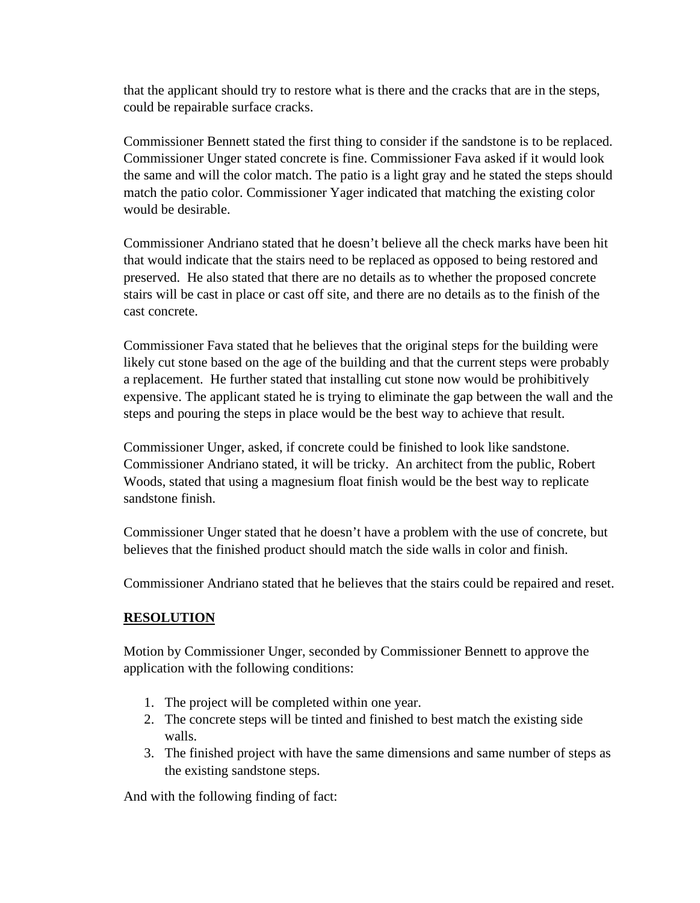that the applicant should try to restore what is there and the cracks that are in the steps, could be repairable surface cracks.

Commissioner Bennett stated the first thing to consider if the sandstone is to be replaced. Commissioner Unger stated concrete is fine. Commissioner Fava asked if it would look the same and will the color match. The patio is a light gray and he stated the steps should match the patio color. Commissioner Yager indicated that matching the existing color would be desirable.

Commissioner Andriano stated that he doesn't believe all the check marks have been hit that would indicate that the stairs need to be replaced as opposed to being restored and preserved. He also stated that there are no details as to whether the proposed concrete stairs will be cast in place or cast off site, and there are no details as to the finish of the cast concrete.

Commissioner Fava stated that he believes that the original steps for the building were likely cut stone based on the age of the building and that the current steps were probably a replacement. He further stated that installing cut stone now would be prohibitively expensive. The applicant stated he is trying to eliminate the gap between the wall and the steps and pouring the steps in place would be the best way to achieve that result.

Commissioner Unger, asked, if concrete could be finished to look like sandstone. Commissioner Andriano stated, it will be tricky. An architect from the public, Robert Woods, stated that using a magnesium float finish would be the best way to replicate sandstone finish.

Commissioner Unger stated that he doesn't have a problem with the use of concrete, but believes that the finished product should match the side walls in color and finish.

Commissioner Andriano stated that he believes that the stairs could be repaired and reset.

**RESOLUTION**

Motion by Commissioner Unger, seconded by Commissioner Bennett to approve the application with the following conditions:

1. The project will be completed within one year.
2. The concrete steps will be tinted and finished to best match the existing side walls.
3. The finished project with have the same dimensions and same number of steps as the existing sandstone steps.

And with the following finding of fact: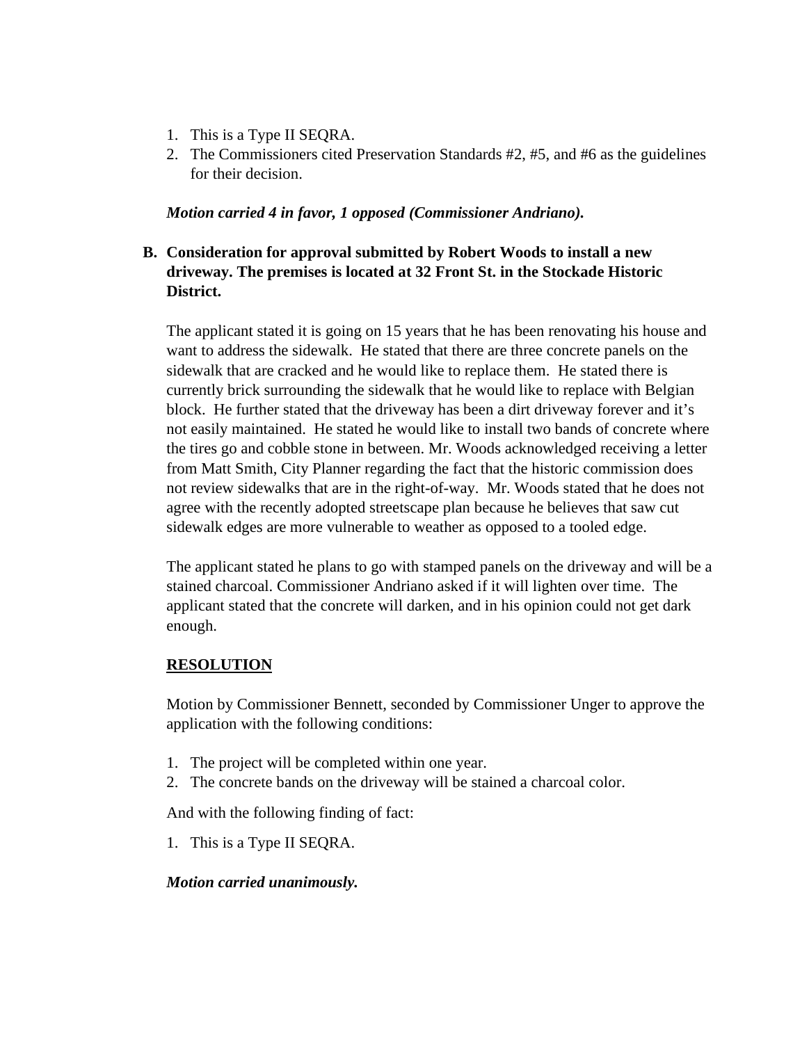1. This is a Type II SEQRA.
2. The Commissioners cited Preservation Standards #2, #5, and #6 as the guidelines for their decision.

***Motion carried 4 in favor, 1 opposed (Commissioner Andriano).***

**B. Consideration for approval submitted by Robert Woods to install a new driveway. The premises is located at 32 Front St. in the Stockade Historic District.**

The applicant stated it is going on 15 years that he has been renovating his house and want to address the sidewalk. He stated that there are three concrete panels on the sidewalk that are cracked and he would like to replace them. He stated there is currently brick surrounding the sidewalk that he would like to replace with Belgian block. He further stated that the driveway has been a dirt driveway forever and it's not easily maintained. He stated he would like to install two bands of concrete where the tires go and cobble stone in between. Mr. Woods acknowledged receiving a letter from Matt Smith, City Planner regarding the fact that the historic commission does not review sidewalks that are in the right-of-way. Mr. Woods stated that he does not agree with the recently adopted streetscape plan because he believes that saw cut sidewalk edges are more vulnerable to weather as opposed to a tooled edge.

The applicant stated he plans to go with stamped panels on the driveway and will be a stained charcoal. Commissioner Andriano asked if it will lighten over time. The applicant stated that the concrete will darken, and in his opinion could not get dark enough.

<u>**RESOLUTION**</u>

Motion by Commissioner Bennett, seconded by Commissioner Unger to approve the application with the following conditions:

1. The project will be completed within one year.
2. The concrete bands on the driveway will be stained a charcoal color.

And with the following finding of fact:

1. This is a Type II SEQRA.

***Motion carried unanimously.***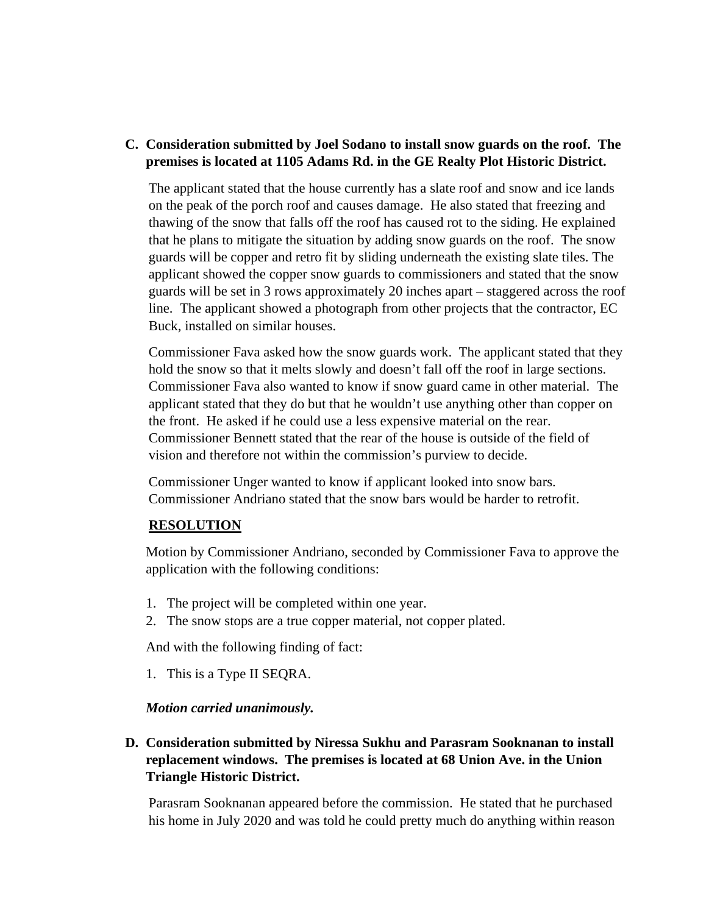**C. Consideration submitted by Joel Sodano to install snow guards on the roof. The premises is located at 1105 Adams Rd. in the GE Realty Plot Historic District.**

The applicant stated that the house currently has a slate roof and snow and ice lands on the peak of the porch roof and causes damage. He also stated that freezing and thawing of the snow that falls off the roof has caused rot to the siding. He explained that he plans to mitigate the situation by adding snow guards on the roof. The snow guards will be copper and retro fit by sliding underneath the existing slate tiles. The applicant showed the copper snow guards to commissioners and stated that the snow guards will be set in 3 rows approximately 20 inches apart – staggered across the roof line. The applicant showed a photograph from other projects that the contractor, EC Buck, installed on similar houses.

Commissioner Fava asked how the snow guards work. The applicant stated that they hold the snow so that it melts slowly and doesn't fall off the roof in large sections. Commissioner Fava also wanted to know if snow guard came in other material. The applicant stated that they do but that he wouldn't use anything other than copper on the front. He asked if he could use a less expensive material on the rear. Commissioner Bennett stated that the rear of the house is outside of the field of vision and therefore not within the commission's purview to decide.

Commissioner Unger wanted to know if applicant looked into snow bars. Commissioner Andriano stated that the snow bars would be harder to retrofit.

**RESOLUTION**

Motion by Commissioner Andriano, seconded by Commissioner Fava to approve the application with the following conditions:

1. The project will be completed within one year.
2. The snow stops are a true copper material, not copper plated.

And with the following finding of fact:

1. This is a Type II SEQRA.

***Motion carried unanimously.***

**D. Consideration submitted by Niressa Sukhu and Parasram Sooknanan to install replacement windows. The premises is located at 68 Union Ave. in the Union Triangle Historic District.**

Parasram Sooknanan appeared before the commission. He stated that he purchased his home in July 2020 and was told he could pretty much do anything within reason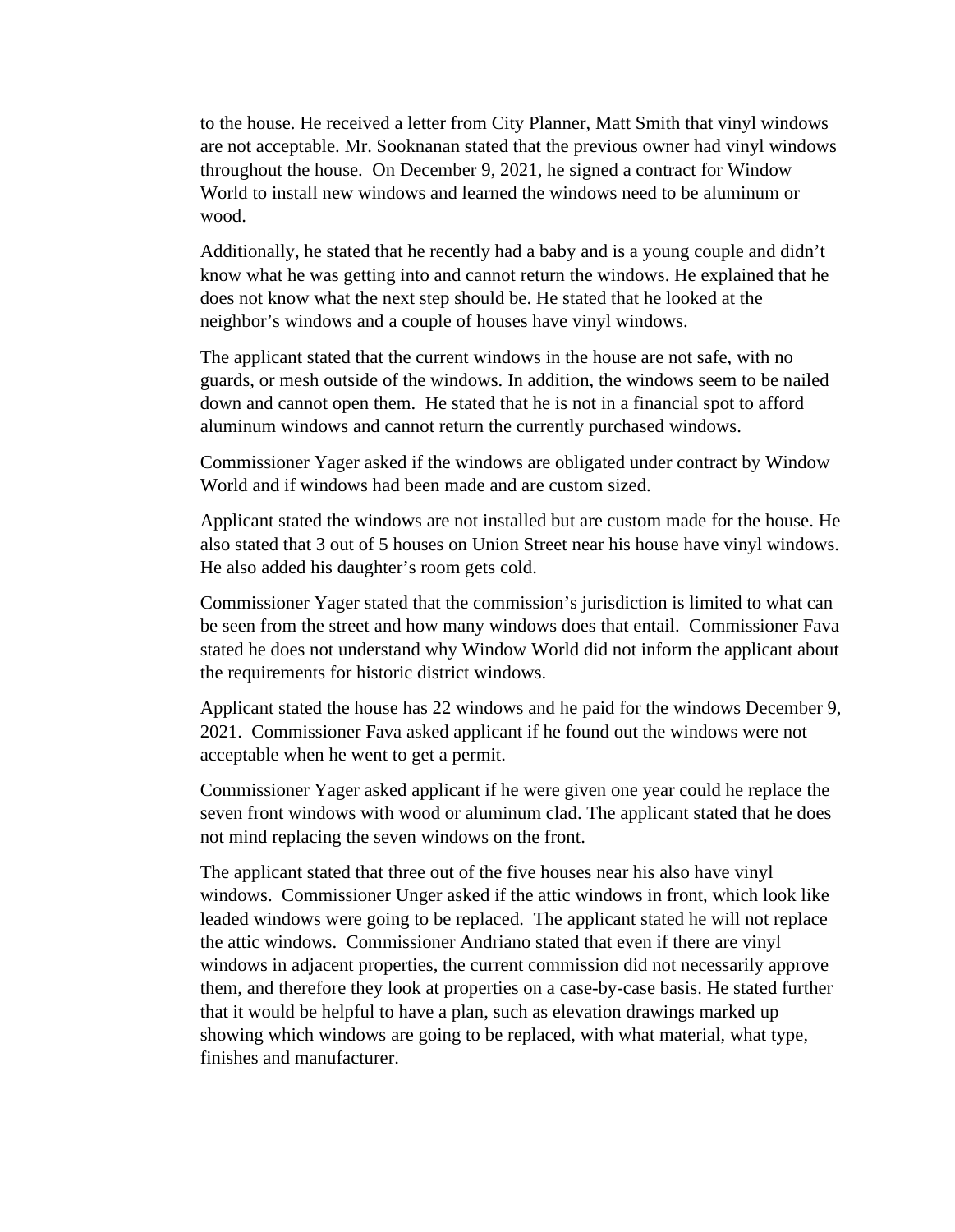to the house. He received a letter from City Planner, Matt Smith that vinyl windows are not acceptable. Mr. Sooknanan stated that the previous owner had vinyl windows throughout the house. On December 9, 2021, he signed a contract for Window World to install new windows and learned the windows need to be aluminum or wood.

Additionally, he stated that he recently had a baby and is a young couple and didn't know what he was getting into and cannot return the windows. He explained that he does not know what the next step should be. He stated that he looked at the neighbor's windows and a couple of houses have vinyl windows.

The applicant stated that the current windows in the house are not safe, with no guards, or mesh outside of the windows. In addition, the windows seem to be nailed down and cannot open them. He stated that he is not in a financial spot to afford aluminum windows and cannot return the currently purchased windows.

Commissioner Yager asked if the windows are obligated under contract by Window World and if windows had been made and are custom sized.

Applicant stated the windows are not installed but are custom made for the house. He also stated that 3 out of 5 houses on Union Street near his house have vinyl windows. He also added his daughter's room gets cold.

Commissioner Yager stated that the commission's jurisdiction is limited to what can be seen from the street and how many windows does that entail. Commissioner Fava stated he does not understand why Window World did not inform the applicant about the requirements for historic district windows.

Applicant stated the house has 22 windows and he paid for the windows December 9, 2021. Commissioner Fava asked applicant if he found out the windows were not acceptable when he went to get a permit.

Commissioner Yager asked applicant if he were given one year could he replace the seven front windows with wood or aluminum clad. The applicant stated that he does not mind replacing the seven windows on the front.

The applicant stated that three out of the five houses near his also have vinyl windows. Commissioner Unger asked if the attic windows in front, which look like leaded windows were going to be replaced. The applicant stated he will not replace the attic windows. Commissioner Andriano stated that even if there are vinyl windows in adjacent properties, the current commission did not necessarily approve them, and therefore they look at properties on a case-by-case basis. He stated further that it would be helpful to have a plan, such as elevation drawings marked up showing which windows are going to be replaced, with what material, what type, finishes and manufacturer.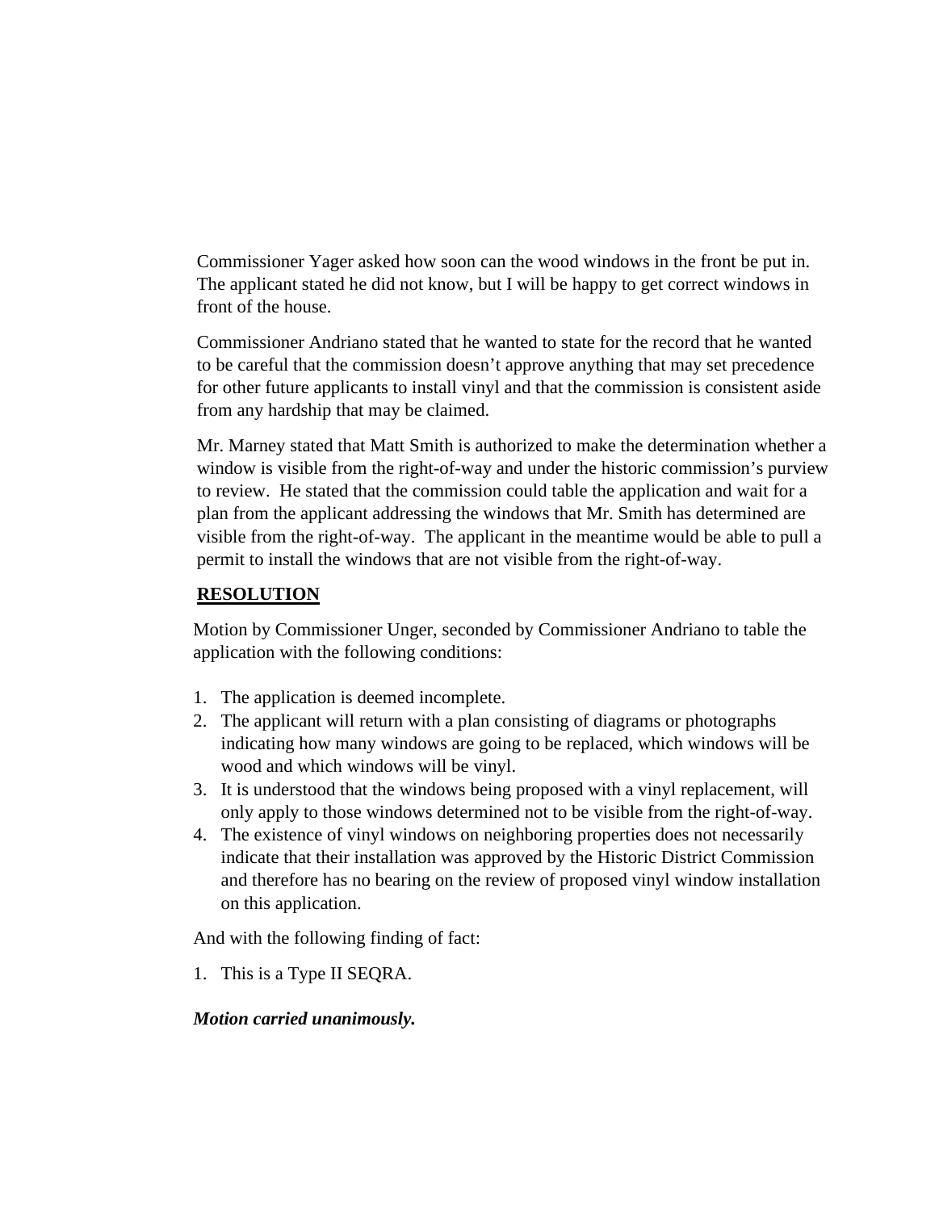Commissioner Yager asked how soon can the wood windows in the front be put in. The applicant stated he did not know, but I will be happy to get correct windows in front of the house.

Commissioner Andriano stated that he wanted to state for the record that he wanted to be careful that the commission doesn't approve anything that may set precedence for other future applicants to install vinyl and that the commission is consistent aside from any hardship that may be claimed.

Mr. Marney stated that Matt Smith is authorized to make the determination whether a window is visible from the right-of-way and under the historic commission's purview to review. He stated that the commission could table the application and wait for a plan from the applicant addressing the windows that Mr. Smith has determined are visible from the right-of-way. The applicant in the meantime would be able to pull a permit to install the windows that are not visible from the right-of-way.

**RESOLUTION**

Motion by Commissioner Unger, seconded by Commissioner Andriano to table the application with the following conditions:

1. The application is deemed incomplete.
2. The applicant will return with a plan consisting of diagrams or photographs indicating how many windows are going to be replaced, which windows will be wood and which windows will be vinyl.
3. It is understood that the windows being proposed with a vinyl replacement, will only apply to those windows determined not to be visible from the right-of-way.
4. The existence of vinyl windows on neighboring properties does not necessarily indicate that their installation was approved by the Historic District Commission and therefore has no bearing on the review of proposed vinyl window installation on this application.

And with the following finding of fact:

1. This is a Type II SEQRA.

***Motion carried unanimously.***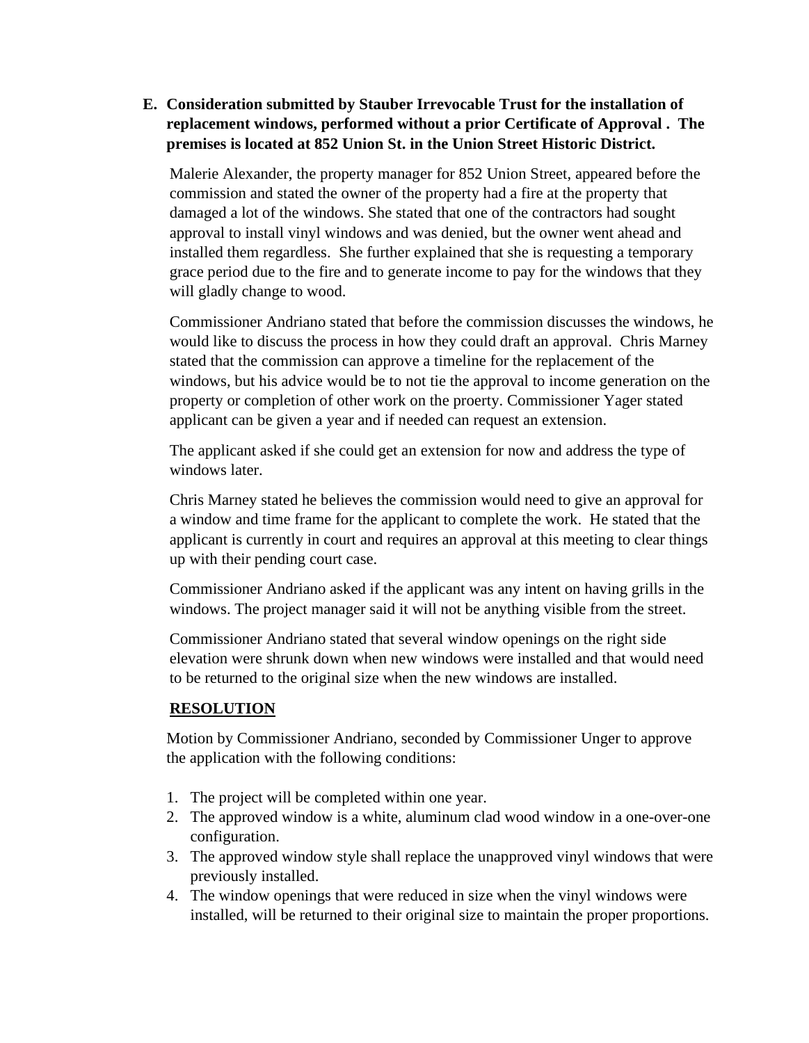E. **Consideration submitted by Stauber Irrevocable Trust for the installation of replacement windows, performed without a prior Certificate of Approval . The premises is located at 852 Union St. in the Union Street Historic District.**

Malerie Alexander, the property manager for 852 Union Street, appeared before the commission and stated the owner of the property had a fire at the property that damaged a lot of the windows. She stated that one of the contractors had sought approval to install vinyl windows and was denied, but the owner went ahead and installed them regardless. She further explained that she is requesting a temporary grace period due to the fire and to generate income to pay for the windows that they will gladly change to wood.

Commissioner Andriano stated that before the commission discusses the windows, he would like to discuss the process in how they could draft an approval. Chris Marney stated that the commission can approve a timeline for the replacement of the windows, but his advice would be to not tie the approval to income generation on the property or completion of other work on the proerty. Commissioner Yager stated applicant can be given a year and if needed can request an extension.

The applicant asked if she could get an extension for now and address the type of windows later.

Chris Marney stated he believes the commission would need to give an approval for a window and time frame for the applicant to complete the work. He stated that the applicant is currently in court and requires an approval at this meeting to clear things up with their pending court case.

Commissioner Andriano asked if the applicant was any intent on having grills in the windows. The project manager said it will not be anything visible from the street.

Commissioner Andriano stated that several window openings on the right side elevation were shrunk down when new windows were installed and that would need to be returned to the original size when the new windows are installed.

**RESOLUTION**

Motion by Commissioner Andriano, seconded by Commissioner Unger to approve the application with the following conditions:

1. The project will be completed within one year.
2. The approved window is a white, aluminum clad wood window in a one-over-one configuration.
3. The approved window style shall replace the unapproved vinyl windows that were previously installed.
4. The window openings that were reduced in size when the vinyl windows were installed, will be returned to their original size to maintain the proper proportions.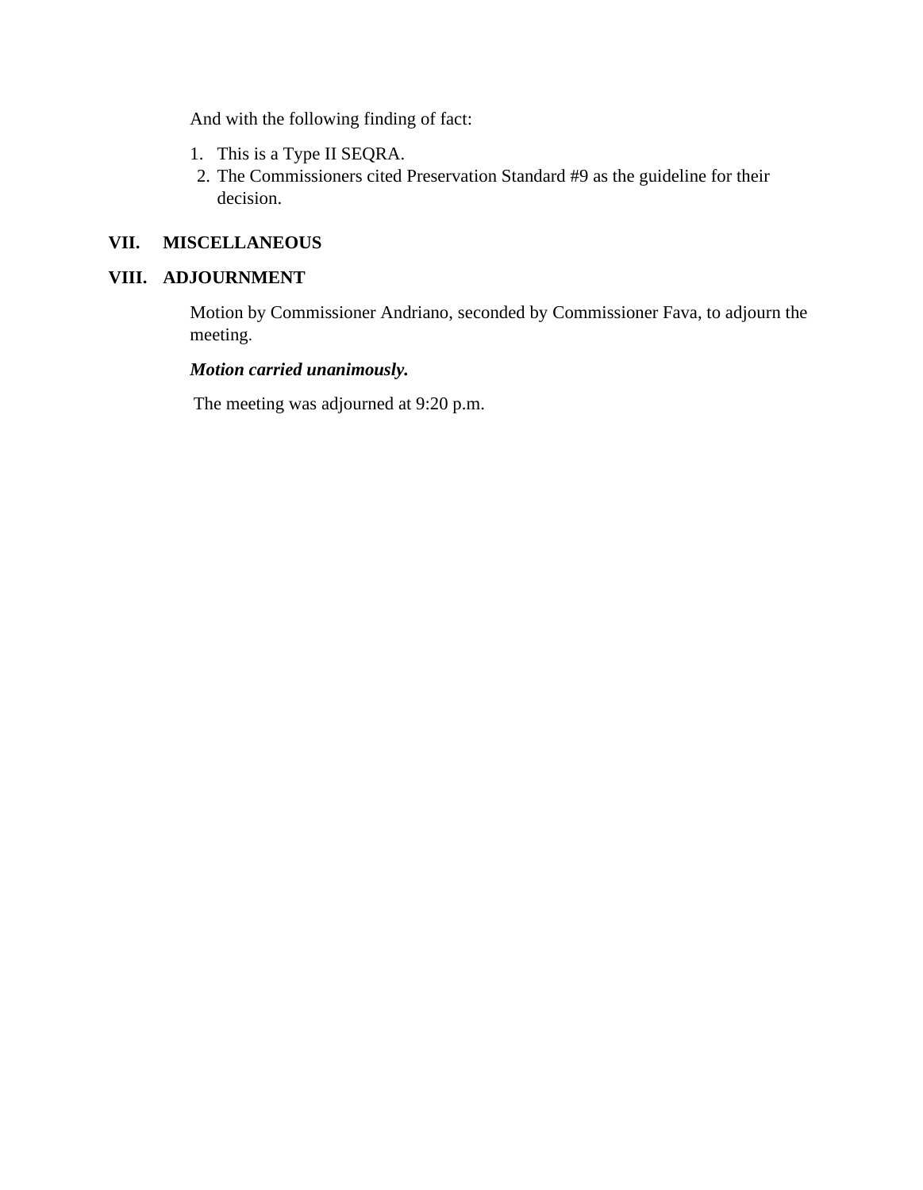And with the following finding of fact:

1. This is a Type II SEQRA.
2. The Commissioners cited Preservation Standard #9 as the guideline for their decision.

## VII. MISCELLANEOUS

## VIII. ADJOURNMENT

Motion by Commissioner Andriano, seconded by Commissioner Fava, to adjourn the meeting.

***Motion carried unanimously.***

The meeting was adjourned at 9:20 p.m.